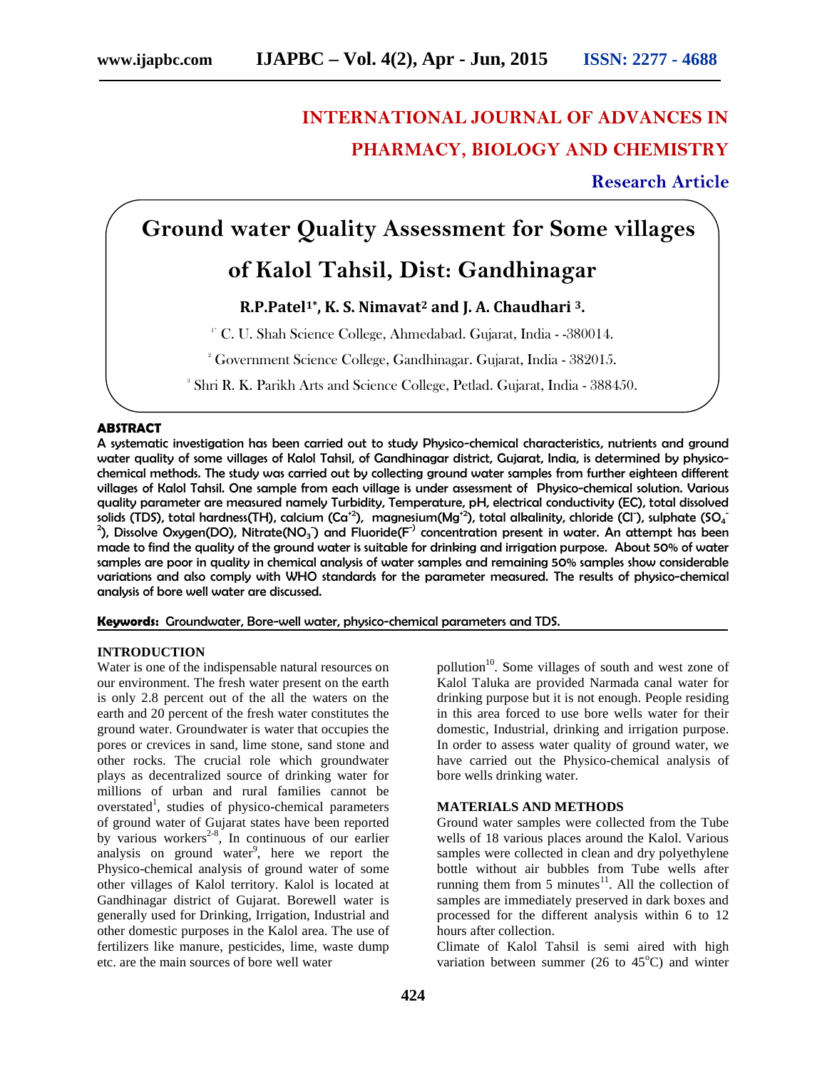# INTERNATIONAL JOURNAL OF ADVANCES IN PHARMACY, BIOLOGY AND CHEMISTRY

**Research Article**

# Ground water Quality Assessment for Some villages of Kalol Tahsil, Dist: Gandhinagar

**R.P.Patel[1*], K. S. Nimavat[2] and J. A. Chaudhari [3].**

[1*] C. U. Shah Science College, Ahmedabad. Gujarat, India - -380014.

[2] Government Science College, Gandhinagar. Gujarat, India - 382015.

[3] Shri R. K. Parikh Arts and Science College, Petlad. Gujarat, India - 388450.

## ABSTRACT

A systematic investigation has been carried out to study Physico-chemical characteristics, nutrients and ground water quality of some villages of Kalol Tahsil, of Gandhinagar district, Gujarat, India, is determined by physico-chemical methods. The study was carried out by collecting ground water samples from further eighteen different villages of Kalol Tahsil. One sample from each village is under assessment of Physico-chemical solution. Various quality parameter are measured namely Turbidity, Temperature, pH, electrical conductivity (EC), total dissolved solids (TDS), total hardness(TH), calcium ($Ca^{+2}$), magnesium($Mg^{+2}$), total alkalinity, chloride ($Cl^{-}$), sulphate ($SO_4^{-2}$), Dissolve Oxygen(DO), Nitrate($NO_3^{-}$) and Fluoride($F^{-}$) concentration present in water. An attempt has been made to find the quality of the ground water is suitable for drinking and irrigation purpose. About 50% of water samples are poor in quality in chemical analysis of water samples and remaining 50% samples show considerable variations and also comply with WHO standards for the parameter measured. The results of physico-chemical analysis of bore well water are discussed.

**Keywords:** Groundwater, Bore-well water, physico-chemical parameters and TDS.

## INTRODUCTION

Water is one of the indispensable natural resources on our environment. The fresh water present on the earth is only 2.8 percent out of the all the waters on the earth and 20 percent of the fresh water constitutes the ground water. Groundwater is water that occupies the pores or crevices in sand, lime stone, sand stone and other rocks. The crucial role which groundwater plays as decentralized source of drinking water for millions of urban and rural families cannot be overstated[1], studies of physico-chemical parameters of ground water of Gujarat states have been reported by various workers[2-8], In continuous of our earlier analysis on ground water[9], here we report the Physico-chemical analysis of ground water of some other villages of Kalol territory. Kalol is located at Gandhinagar district of Gujarat. Borewell water is generally used for Drinking, Irrigation, Industrial and other domestic purposes in the Kalol area. The use of fertilizers like manure, pesticides, lime, waste dump etc. are the main sources of bore well water pollution[10]. Some villages of south and west zone of Kalol Taluka are provided Narmada canal water for drinking purpose but it is not enough. People residing in this area forced to use bore wells water for their domestic, Industrial, drinking and irrigation purpose. In order to assess water quality of ground water, we have carried out the Physico-chemical analysis of bore wells drinking water.

## MATERIALS AND METHODS

Ground water samples were collected from the Tube wells of 18 various places around the Kalol. Various samples were collected in clean and dry polyethylene bottle without air bubbles from Tube wells after running them from 5 minutes[11]. All the collection of samples are immediately preserved in dark boxes and processed for the different analysis within 6 to 12 hours after collection.

Climate of Kalol Tahsil is semi aired with high variation between summer (26 to 45°C) and winter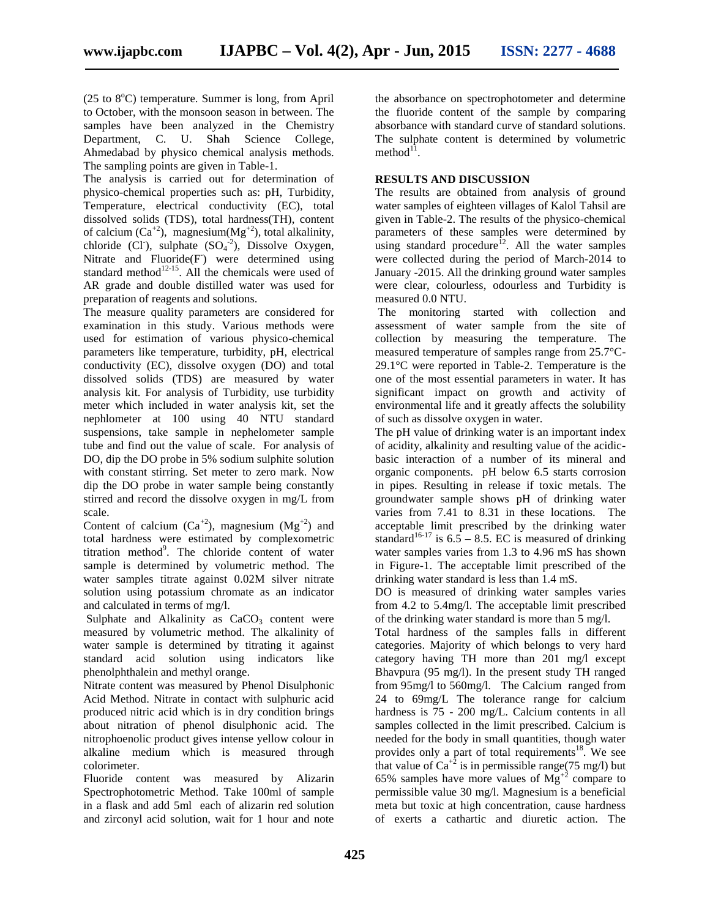(25 to 8°C) temperature. Summer is long, from April to October, with the monsoon season in between. The samples have been analyzed in the Chemistry Department, C. U. Shah Science College, Ahmedabad by physico chemical analysis methods. The sampling points are given in Table-1.

The analysis is carried out for determination of physico-chemical properties such as: pH, Turbidity, Temperature, electrical conductivity (EC), total dissolved solids (TDS), total hardness(TH), content of calcium ($Ca^{+2}$), magnesium($Mg^{+2}$), total alkalinity, chloride ($Cl^{-}$), sulphate ($SO_4^{-2}$), Dissolve Oxygen, Nitrate and Fluoride($F^{-}$) were determined using standard method[12-15]. All the chemicals were used of AR grade and double distilled water was used for preparation of reagents and solutions.

The measure quality parameters are considered for examination in this study. Various methods were used for estimation of various physico-chemical parameters like temperature, turbidity, pH, electrical conductivity (EC), dissolve oxygen (DO) and total dissolved solids (TDS) are measured by water analysis kit. For analysis of Turbidity, use turbidity meter which included in water analysis kit, set the nephlometer at 100 using 40 NTU standard suspensions, take sample in nephelometer sample tube and find out the value of scale. For analysis of DO, dip the DO probe in 5% sodium sulphite solution with constant stirring. Set meter to zero mark. Now dip the DO probe in water sample being constantly stirred and record the dissolve oxygen in mg/L from scale.

Content of calcium ($Ca^{+2}$), magnesium ($Mg^{+2}$) and total hardness were estimated by complexometric titration method[9]. The chloride content of water sample is determined by volumetric method. The water samples titrate against 0.02M silver nitrate solution using potassium chromate as an indicator and calculated in terms of mg/l.

Sulphate and Alkalinity as $CaCO_3$ content were measured by volumetric method. The alkalinity of water sample is determined by titrating it against standard acid solution using indicators like phenolphthalein and methyl orange.

Nitrate content was measured by Phenol Disulphonic Acid Method. Nitrate in contact with sulphuric acid produced nitric acid which is in dry condition brings about nitration of phenol disulphonic acid. The nitrophoenolic product gives intense yellow colour in alkaline medium which is measured through colorimeter.

Fluoride content was measured by Alizarin Spectrophotometric Method. Take 100ml of sample in a flask and add 5ml each of alizarin red solution and zirconyl acid solution, wait for 1 hour and note the absorbance on spectrophotometer and determine the fluoride content of the sample by comparing absorbance with standard curve of standard solutions. The sulphate content is determined by volumetric method[11].

## RESULTS AND DISCUSSION

The results are obtained from analysis of ground water samples of eighteen villages of Kalol Tahsil are given in Table-2. The results of the physico-chemical parameters of these samples were determined by using standard procedure[12]. All the water samples were collected during the period of March-2014 to January -2015. All the drinking ground water samples were clear, colourless, odourless and Turbidity is measured 0.0 NTU.

The monitoring started with collection and assessment of water sample from the site of collection by measuring the temperature. The measured temperature of samples range from 25.7°C-29.1°C were reported in Table-2. Temperature is the one of the most essential parameters in water. It has significant impact on growth and activity of environmental life and it greatly affects the solubility of such as dissolve oxygen in water.

The pH value of drinking water is an important index of acidity, alkalinity and resulting value of the acidic-basic interaction of a number of its mineral and organic components. pH below 6.5 starts corrosion in pipes. Resulting in release if toxic metals. The groundwater sample shows pH of drinking water varies from 7.41 to 8.31 in these locations. The acceptable limit prescribed by the drinking water standard[16-17] is 6.5 – 8.5. EC is measured of drinking water samples varies from 1.3 to 4.96 mS has shown in Figure-1. The acceptable limit prescribed of the drinking water standard is less than 1.4 mS.

DO is measured of drinking water samples varies from 4.2 to 5.4mg/l. The acceptable limit prescribed of the drinking water standard is more than 5 mg/l.

Total hardness of the samples falls in different categories. Majority of which belongs to very hard category having TH more than 201 mg/l except Bhavpura (95 mg/l). In the present study TH ranged from 95mg/l to 560mg/l. The Calcium ranged from 24 to 69mg/L The tolerance range for calcium hardness is 75 - 200 mg/L. Calcium contents in all samples collected in the limit prescribed. Calcium is needed for the body in small quantities, though water provides only a part of total requirements[18]. We see that value of $Ca^{+2}$ is in permissible range(75 mg/l) but 65% samples have more values of $Mg^{+2}$ compare to permissible value 30 mg/l. Magnesium is a beneficial meta but toxic at high concentration, cause hardness of exerts a cathartic and diuretic action. The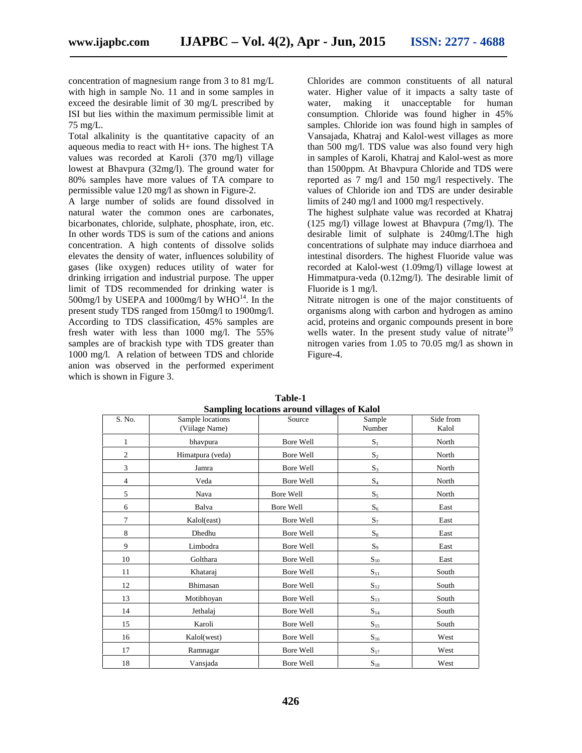concentration of magnesium range from 3 to 81 mg/L with high in sample No. 11 and in some samples in exceed the desirable limit of 30 mg/L prescribed by ISI but lies within the maximum permissible limit at 75 mg/L.

Total alkalinity is the quantitative capacity of an aqueous media to react with H+ ions. The highest TA values was recorded at Karoli (370 mg/l) village lowest at Bhavpura (32mg/l). The ground water for 80% samples have more values of TA compare to permissible value 120 mg/l as shown in Figure-2.

A large number of solids are found dissolved in natural water the common ones are carbonates, bicarbonates, chloride, sulphate, phosphate, iron, etc. In other words TDS is sum of the cations and anions concentration. A high contents of dissolve solids elevates the density of water, influences solubility of gases (like oxygen) reduces utility of water for drinking irrigation and industrial purpose. The upper limit of TDS recommended for drinking water is 500mg/l by USEPA and 1000mg/l by WHO[14]. In the present study TDS ranged from 150mg/l to 1900mg/l. According to TDS classification, 45% samples are fresh water with less than 1000 mg/l. The 55% samples are of brackish type with TDS greater than 1000 mg/l. A relation of between TDS and chloride anion was observed in the performed experiment which is shown in Figure 3.

Chlorides are common constituents of all natural water. Higher value of it impacts a salty taste of water, making it unacceptable for human consumption. Chloride was found higher in 45% samples. Chloride ion was found high in samples of Vansajada, Khatraj and Kalol-west villages as more than 500 mg/l. TDS value was also found very high in samples of Karoli, Khatraj and Kalol-west as more than 1500ppm. At Bhavpura Chloride and TDS were reported as 7 mg/l and 150 mg/l respectively. The values of Chloride ion and TDS are under desirable limits of 240 mg/l and 1000 mg/l respectively.

The highest sulphate value was recorded at Khatraj (125 mg/l) village lowest at Bhavpura (7mg/l). The desirable limit of sulphate is 240mg/l.The high concentrations of sulphate may induce diarrhoea and intestinal disorders. The highest Fluoride value was recorded at Kalol-west (1.09mg/l) village lowest at Himmatpura-veda (0.12mg/l). The desirable limit of Fluoride is 1 mg/l.

Nitrate nitrogen is one of the major constituents of organisms along with carbon and hydrogen as amino acid, proteins and organic compounds present in bore wells water. In the present study value of nitrate[19] nitrogen varies from 1.05 to 70.05 mg/l as shown in Figure-4.

**Table-1**
**Sampling locations around villages of Kalol**

| S. No. | Sample locations (Viilage Name) | Source | Sample Number | Side from Kalol |
|---|---|---|---|---|
| 1 | bhavpura | Bore Well | $S_1$ | North |
| 2 | Himatpura (veda) | Bore Well | $S_2$ | North |
| 3 | Jamra | Bore Well | $S_3$ | North |
| 4 | Veda | Bore Well | $S_4$ | North |
| 5 | Nava | Bore Well | $S_5$ | North |
| 6 | Balva | Bore Well | $S_6$ | East |
| 7 | Kalol(east) | Bore Well | $S_7$ | East |
| 8 | Dhedhu | Bore Well | $S_8$ | East |
| 9 | Limbodra | Bore Well | $S_9$ | East |
| 10 | Golthara | Bore Well | $S_{10}$ | East |
| 11 | Khataraj | Bore Well | $S_{11}$ | South |
| 12 | Bhimasan | Bore Well | $S_{12}$ | South |
| 13 | Motibhoyan | Bore Well | $S_{13}$ | South |
| 14 | Jethalaj | Bore Well | $S_{14}$ | South |
| 15 | Karoli | Bore Well | $S_{15}$ | South |
| 16 | Kalol(west) | Bore Well | $S_{16}$ | West |
| 17 | Ramnagar | Bore Well | $S_{17}$ | West |
| 18 | Vansjada | Bore Well | $S_{18}$ | West |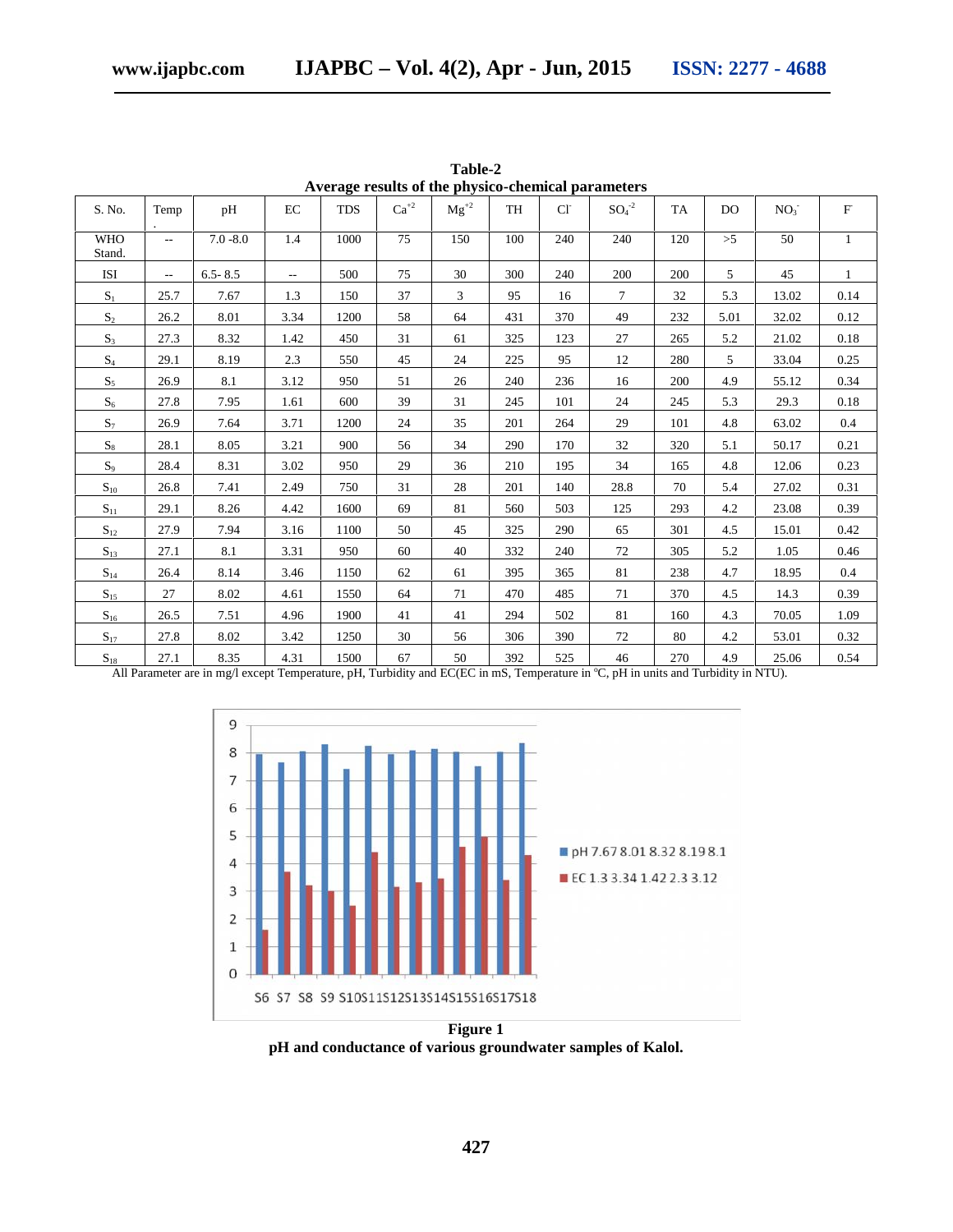**Table-2**
**Average results of the physico-chemical parameters**

| S. No. | Temp | pH | EC | TDS | $Ca^{+2}$ | $Mg^{+2}$ | TH | $Cl^-$ | $SO_4^{-2}$ | TA | DO | $NO_3^-$ | $F^-$ |
|---|---|---|---|---|---|---|---|---|---|---|---|---|---|
| WHO Stand. | -- | 7.0 -8.0 | 1.4 | 1000 | 75 | 150 | 100 | 240 | 240 | 120 | >5 | 50 | 1 |
| ISI | -- | 6.5- 8.5 | -- | 500 | 75 | 30 | 300 | 240 | 200 | 200 | 5 | 45 | 1 |
| $S_1$ | 25.7 | 7.67 | 1.3 | 150 | 37 | 3 | 95 | 16 | 7 | 32 | 5.3 | 13.02 | 0.14 |
| $S_2$ | 26.2 | 8.01 | 3.34 | 1200 | 58 | 64 | 431 | 370 | 49 | 232 | 5.01 | 32.02 | 0.12 |
| $S_3$ | 27.3 | 8.32 | 1.42 | 450 | 31 | 61 | 325 | 123 | 27 | 265 | 5.2 | 21.02 | 0.18 |
| $S_4$ | 29.1 | 8.19 | 2.3 | 550 | 45 | 24 | 225 | 95 | 12 | 280 | 5 | 33.04 | 0.25 |
| $S_5$ | 26.9 | 8.1 | 3.12 | 950 | 51 | 26 | 240 | 236 | 16 | 200 | 4.9 | 55.12 | 0.34 |
| $S_6$ | 27.8 | 7.95 | 1.61 | 600 | 39 | 31 | 245 | 101 | 24 | 245 | 5.3 | 29.3 | 0.18 |
| $S_7$ | 26.9 | 7.64 | 3.71 | 1200 | 24 | 35 | 201 | 264 | 29 | 101 | 4.8 | 63.02 | 0.4 |
| $S_8$ | 28.1 | 8.05 | 3.21 | 900 | 56 | 34 | 290 | 170 | 32 | 320 | 5.1 | 50.17 | 0.21 |
| $S_9$ | 28.4 | 8.31 | 3.02 | 950 | 29 | 36 | 210 | 195 | 34 | 165 | 4.8 | 12.06 | 0.23 |
| $S_{10}$ | 26.8 | 7.41 | 2.49 | 750 | 31 | 28 | 201 | 140 | 28.8 | 70 | 5.4 | 27.02 | 0.31 |
| $S_{11}$ | 29.1 | 8.26 | 4.42 | 1600 | 69 | 81 | 560 | 503 | 125 | 293 | 4.2 | 23.08 | 0.39 |
| $S_{12}$ | 27.9 | 7.94 | 3.16 | 1100 | 50 | 45 | 325 | 290 | 65 | 301 | 4.5 | 15.01 | 0.42 |
| $S_{13}$ | 27.1 | 8.1 | 3.31 | 950 | 60 | 40 | 332 | 240 | 72 | 305 | 5.2 | 1.05 | 0.46 |
| $S_{14}$ | 26.4 | 8.14 | 3.46 | 1150 | 62 | 61 | 395 | 365 | 81 | 238 | 4.7 | 18.95 | 0.4 |
| $S_{15}$ | 27 | 8.02 | 4.61 | 1550 | 64 | 71 | 470 | 485 | 71 | 370 | 4.5 | 14.3 | 0.39 |
| $S_{16}$ | 26.5 | 7.51 | 4.96 | 1900 | 41 | 41 | 294 | 502 | 81 | 160 | 4.3 | 70.05 | 1.09 |
| $S_{17}$ | 27.8 | 8.02 | 3.42 | 1250 | 30 | 56 | 306 | 390 | 72 | 80 | 4.2 | 53.01 | 0.32 |
| $S_{18}$ | 27.1 | 8.35 | 4.31 | 1500 | 67 | 50 | 392 | 525 | 46 | 270 | 4.9 | 25.06 | 0.54 |

All Parameter are in mg/l except Temperature, pH, Turbidity and EC(EC in mS, Temperature in ℃, pH in units and Turbidity in NTU).

**Figure 1**
**pH and conductance of various groundwater samples of Kalol.**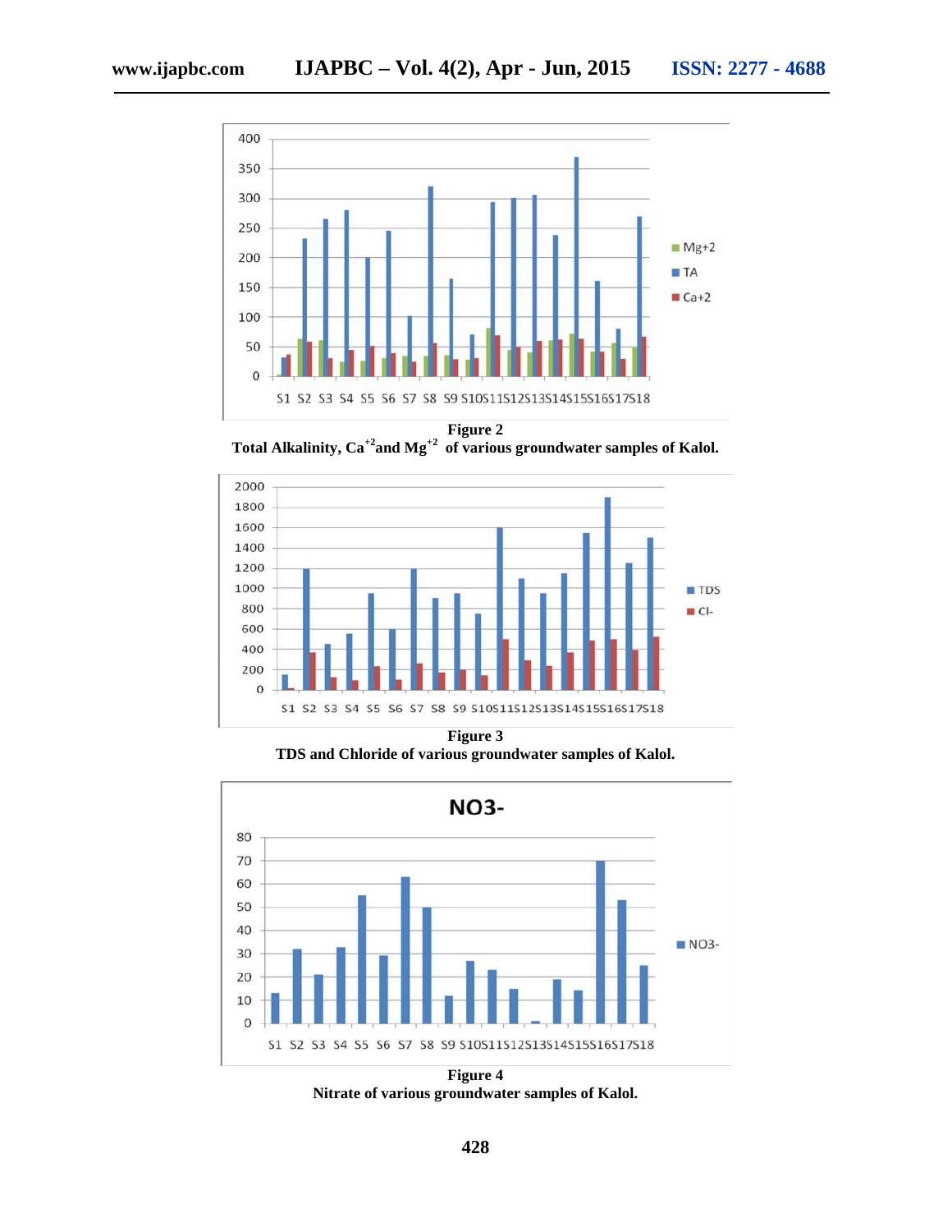**Figure 2**
**Total Alkalinity, $Ca^{+2}$ and $Mg^{+2}$ of various groundwater samples of Kalol.**

**Figure 3**
**TDS and Chloride of various groundwater samples of Kalol.**

**Figure 4**
**Nitrate of various groundwater samples of Kalol.**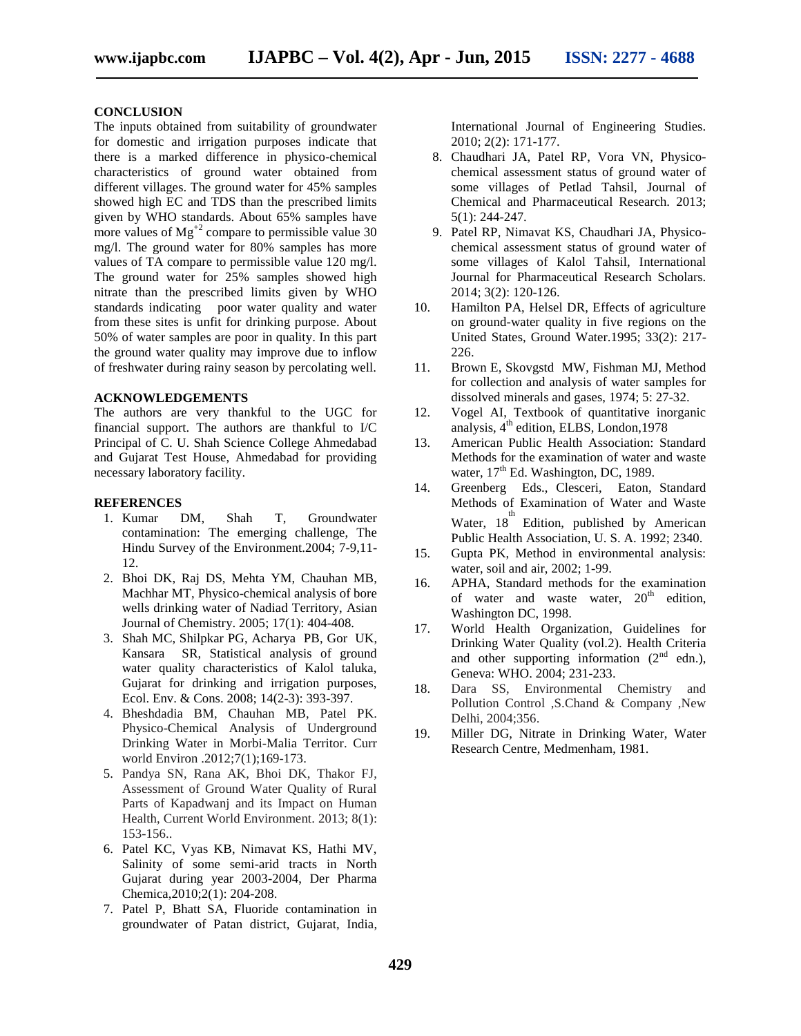## CONCLUSION

The inputs obtained from suitability of groundwater for domestic and irrigation purposes indicate that there is a marked difference in physico-chemical characteristics of ground water obtained from different villages. The ground water for 45% samples showed high EC and TDS than the prescribed limits given by WHO standards. About 65% samples have more values of $Mg^{+2}$ compare to permissible value 30 mg/l. The ground water for 80% samples has more values of TA compare to permissible value 120 mg/l. The ground water for 25% samples showed high nitrate than the prescribed limits given by WHO standards indicating poor water quality and water from these sites is unfit for drinking purpose. About 50% of water samples are poor in quality. In this part the ground water quality may improve due to inflow of freshwater during rainy season by percolating well.

## ACKNOWLEDGEMENTS

The authors are very thankful to the UGC for financial support. The authors are thankful to I/C Principal of C. U. Shah Science College Ahmedabad and Gujarat Test House, Ahmedabad for providing necessary laboratory facility.

## REFERENCES

1. Kumar DM, Shah T, Groundwater contamination: The emerging challenge, The Hindu Survey of the Environment.2004; 7-9,11-12.
2. Bhoi DK, Raj DS, Mehta YM, Chauhan MB, Machhar MT, Physico-chemical analysis of bore wells drinking water of Nadiad Territory, Asian Journal of Chemistry. 2005; 17(1): 404-408.
3. Shah MC, Shilpkar PG, Acharya PB, Gor UK, Kansara SR, Statistical analysis of ground water quality characteristics of Kalol taluka, Gujarat for drinking and irrigation purposes, Ecol. Env. & Cons. 2008; 14(2-3): 393-397.
4. Bheshdadia BM, Chauhan MB, Patel PK. Physico-Chemical Analysis of Underground Drinking Water in Morbi-Malia Territor. Curr world Environ .2012;7(1);169-173.
5. Pandya SN, Rana AK, Bhoi DK, Thakor FJ, Assessment of Ground Water Quality of Rural Parts of Kapadwanj and its Impact on Human Health, Current World Environment. 2013; 8(1): 153-156..
6. Patel KC, Vyas KB, Nimavat KS, Hathi MV, Salinity of some semi-arid tracts in North Gujarat during year 2003-2004, Der Pharma Chemica,2010;2(1): 204-208.
7. Patel P, Bhatt SA, Fluoride contamination in groundwater of Patan district, Gujarat, India, International Journal of Engineering Studies. 2010; 2(2): 171-177.
8. Chaudhari JA, Patel RP, Vora VN, Physico-chemical assessment status of ground water of some villages of Petlad Tahsil, Journal of Chemical and Pharmaceutical Research. 2013; 5(1): 244-247.
9. Patel RP, Nimavat KS, Chaudhari JA, Physico-chemical assessment status of ground water of some villages of Kalol Tahsil, International Journal for Pharmaceutical Research Scholars. 2014; 3(2): 120-126.
10. Hamilton PA, Helsel DR, Effects of agriculture on ground-water quality in five regions on the United States, Ground Water.1995; 33(2): 217-226.
11. Brown E, Skovgstd MW, Fishman MJ, Method for collection and analysis of water samples for dissolved minerals and gases, 1974; 5: 27-32.
12. Vogel AI, Textbook of quantitative inorganic analysis, 4th edition, ELBS, London,1978
13. American Public Health Association: Standard Methods for the examination of water and waste water, 17th Ed. Washington, DC, 1989.
14. Greenberg Eds., Clesceri, Eaton, Standard Methods of Examination of Water and Waste Water, 18th Edition, published by American Public Health Association, U. S. A. 1992; 2340.
15. Gupta PK, Method in environmental analysis: water, soil and air, 2002; 1-99.
16. APHA, Standard methods for the examination of water and waste water, 20th edition, Washington DC, 1998.
17. World Health Organization, Guidelines for Drinking Water Quality (vol.2). Health Criteria and other supporting information (2nd edn.), Geneva: WHO. 2004; 231-233.
18. Dara SS, Environmental Chemistry and Pollution Control ,S.Chand & Company ,New Delhi, 2004;356.
19. Miller DG, Nitrate in Drinking Water, Water Research Centre, Medmenham, 1981.